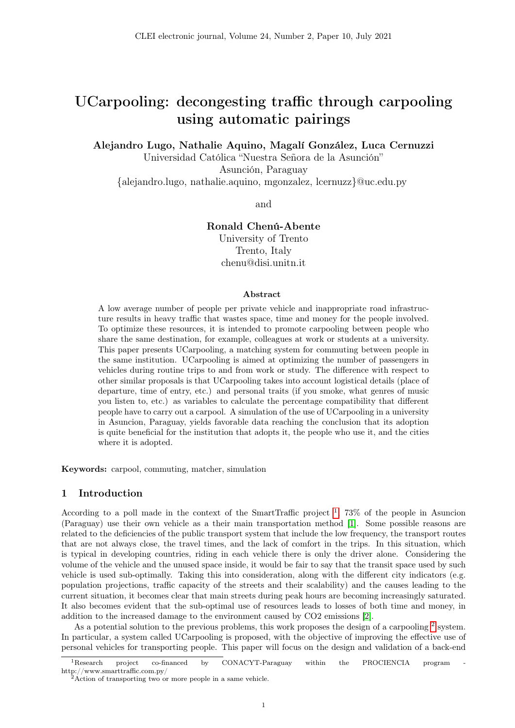# UCarpooling: decongesting traffic through carpooling using automatic pairings

**Alejandro Lugo, Nathalie Aquino, Magalí González, Luca Cernuzzi**
Universidad Católica "Nuestra Señora de la Asunción"
Asunción, Paraguay
{alejandro.lugo, nathalie.aquino, mgonzalez, lcernuzz}@uc.edu.py

and

**Ronald Chenú-Abente**
University of Trento
Trento, Italy
chenu@disi.unitn.it

### Abstract

A low average number of people per private vehicle and inappropriate road infrastructure results in heavy traffic that wastes space, time and money for the people involved. To optimize these resources, it is intended to promote carpooling between people who share the same destination, for example, colleagues at work or students at a university. This paper presents UCarpooling, a matching system for commuting between people in the same institution. UCarpooling is aimed at optimizing the number of passengers in vehicles during routine trips to and from work or study. The difference with respect to other similar proposals is that UCarpooling takes into account logistical details (place of departure, time of entry, etc.) and personal traits (if you smoke, what genres of music you listen to, etc.) as variables to calculate the percentage compatibility that different people have to carry out a carpool. A simulation of the use of UCarpooling in a university in Asuncion, Paraguay, yields favorable data reaching the conclusion that its adoption is quite beneficial for the institution that adopts it, the people who use it, and the cities where it is adopted.

**Keywords:** carpool, commuting, matcher, simulation

## 1 Introduction

According to a poll made in the context of the SmartTraffic project [1], 73% of the people in Asuncion (Paraguay) use their own vehicle as a their main transportation method [1]. Some possible reasons are related to the deficiencies of the public transport system that include the low frequency, the transport routes that are not always close, the travel times, and the lack of comfort in the trips. In this situation, which is typical in developing countries, riding in each vehicle there is only the driver alone. Considering the volume of the vehicle and the unused space inside, it would be fair to say that the transit space used by such vehicle is used sub-optimally. Taking this into consideration, along with the different city indicators (e.g. population projections, traffic capacity of the streets and their scalability) and the causes leading to the current situation, it becomes clear that main streets during peak hours are becoming increasingly saturated. It also becomes evident that the sub-optimal use of resources leads to losses of both time and money, in addition to the increased damage to the environment caused by CO2 emissions [2].

As a potential solution to the previous problems, this work proposes the design of a carpooling [2] system. In particular, a system called UCarpooling is proposed, with the objective of improving the effective use of personal vehicles for transporting people. This paper will focus on the design and validation of a back-end

[1] Research project co-financed by CONACYT-Paraguay within the PROCIENCIA program - http://www.smarttraffic.com.py/

[2] Action of transporting two or more people in a same vehicle.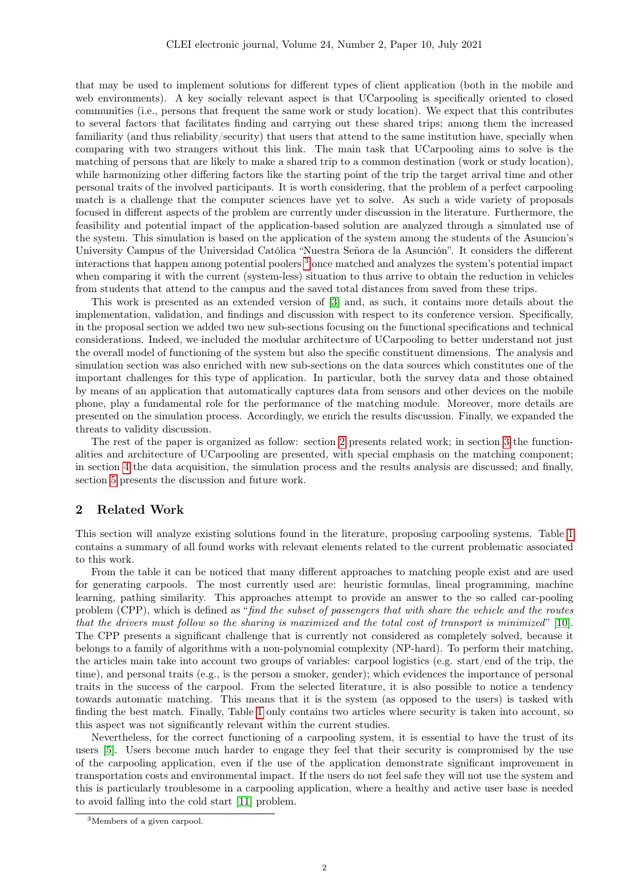that may be used to implement solutions for different types of client application (both in the mobile and web environments). A key socially relevant aspect is that UCarpooling is specifically oriented to closed communities (i.e., persons that frequent the same work or study location). We expect that this contributes to several factors that facilitates finding and carrying out these shared trips; among them the increased familiarity (and thus reliability/security) that users that attend to the same institution have, specially when comparing with two strangers without this link. The main task that UCarpooling aims to solve is the matching of persons that are likely to make a shared trip to a common destination (work or study location), while harmonizing other differing factors like the starting point of the trip the target arrival time and other personal traits of the involved participants. It is worth considering, that the problem of a perfect carpooling match is a challenge that the computer sciences have yet to solve. As such a wide variety of proposals focused in different aspects of the problem are currently under discussion in the literature. Furthermore, the feasibility and potential impact of the application-based solution are analyzed through a simulated use of the system. This simulation is based on the application of the system among the students of the Asuncion's University Campus of the Universidad Católica "Nuestra Señora de la Asunción". It considers the different interactions that happen among potential poolers [3] once matched and analyzes the system's potential impact when comparing it with the current (system-less) situation to thus arrive to obtain the reduction in vehicles from students that attend to the campus and the saved total distances from saved from these trips.

This work is presented as an extended version of [3] and, as such, it contains more details about the implementation, validation, and findings and discussion with respect to its conference version. Specifically, in the proposal section we added two new sub-sections focusing on the functional specifications and technical considerations. Indeed, we included the modular architecture of UCarpooling to better understand not just the overall model of functioning of the system but also the specific constituent dimensions. The analysis and simulation section was also enriched with new sub-sections on the data sources which constitutes one of the important challenges for this type of application. In particular, both the survey data and those obtained by means of an application that automatically captures data from sensors and other devices on the mobile phone, play a fundamental role for the performance of the matching module. Moreover, more details are presented on the simulation process. Accordingly, we enrich the results discussion. Finally, we expanded the threats to validity discussion.

The rest of the paper is organized as follow: section 2 presents related work; in section 3 the functionalities and architecture of UCarpooling are presented, with special emphasis on the matching component; in section 4 the data acquisition, the simulation process and the results analysis are discussed; and finally, section 5 presents the discussion and future work.

## 2 Related Work

This section will analyze existing solutions found in the literature, proposing carpooling systems. Table 1 contains a summary of all found works with relevant elements related to the current problematic associated to this work.

From the table it can be noticed that many different approaches to matching people exist and are used for generating carpools. The most currently used are: heuristic formulas, lineal programming, machine learning, pathing similarity. This approaches attempt to provide an answer to the so called car-pooling problem (CPP), which is defined as "*find the subset of passengers that with share the vehicle and the routes that the drivers must follow so the sharing is maximized and the total cost of transport is minimized*" [10]. The CPP presents a significant challenge that is currently not considered as completely solved, because it belongs to a family of algorithms with a non-polynomial complexity (NP-hard). To perform their matching, the articles main take into account two groups of variables: carpool logistics (e.g. start/end of the trip, the time), and personal traits (e.g., is the person a smoker, gender); which evidences the importance of personal traits in the success of the carpool. From the selected literature, it is also possible to notice a tendency towards automatic matching. This means that it is the system (as opposed to the users) is tasked with finding the best match. Finally, Table 1 only contains two articles where security is taken into account, so this aspect was not significantly relevant within the current studies.

Nevertheless, for the correct functioning of a carpooling system, it is essential to have the trust of its users [5]. Users become much harder to engage they feel that their security is compromised by the use of the carpooling application, even if the use of the application demonstrate significant improvement in transportation costs and environmental impact. If the users do not feel safe they will not use the system and this is particularly troublesome in a carpooling application, where a healthy and active user base is needed to avoid falling into the cold start [11] problem.

[3] Members of a given carpool.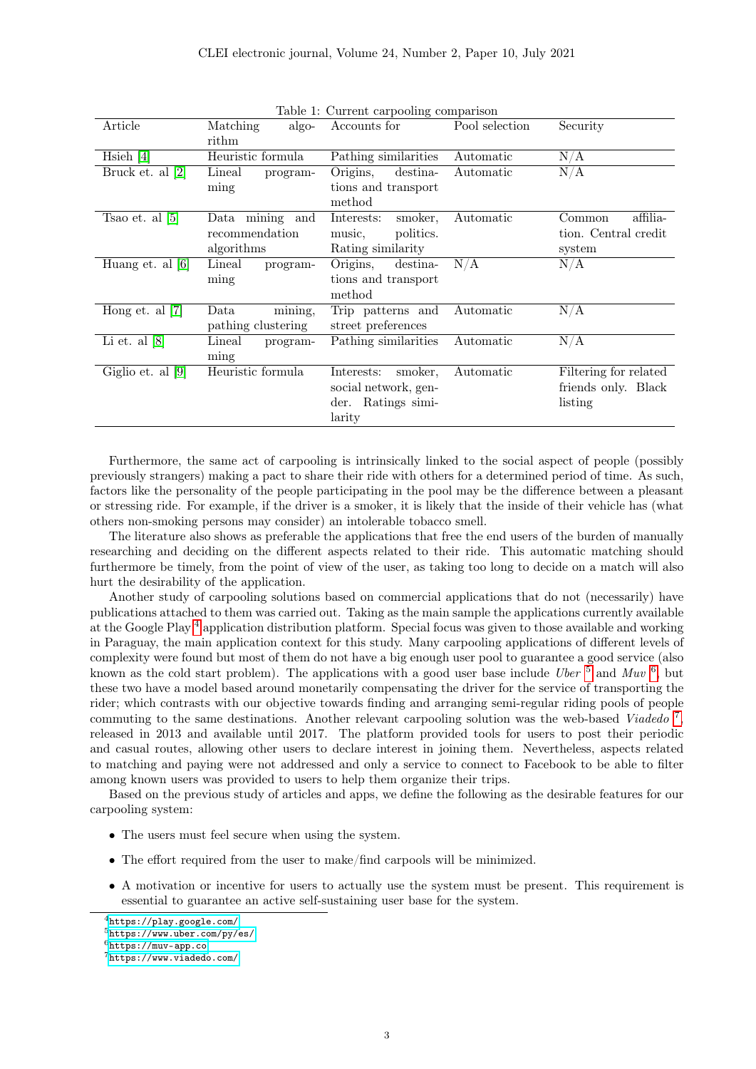Table 1: Current carpooling comparison

| Article | Matching algorithm | Accounts for | Pool selection | Security |
|---|---|---|---|---|
| Hsieh [4] | Heuristic formula | Pathing similarities | Automatic | N/A |
| Bruck et. al [2] | Lineal programming | Origins, destinations and transport method | Automatic | N/A |
| Tsao et. al [5] | Data mining and recommendation algorithms | Interests: smoker, music, politics. Rating similarity | Automatic | Common affiliation. Central credit system |
| Huang et. al [6] | Lineal programming | Origins, destinations and transport method | N/A | N/A |
| Hong et. al [7] | Data mining, pathing clustering | Trip patterns and street preferences | Automatic | N/A |
| Li et. al [8] | Lineal programming | Pathing similarities | Automatic | N/A |
| Giglio et. al [9] | Heuristic formula | Interests: smoker, social network, gender. Ratings similarity | Automatic | Filtering for related friends only. Black listing |

Furthermore, the same act of carpooling is intrinsically linked to the social aspect of people (possibly previously strangers) making a pact to share their ride with others for a determined period of time. As such, factors like the personality of the people participating in the pool may be the difference between a pleasant or stressing ride. For example, if the driver is a smoker, it is likely that the inside of their vehicle has (what others non-smoking persons may consider) an intolerable tobacco smell.

The literature also shows as preferable the applications that free the end users of the burden of manually researching and deciding on the different aspects related to their ride. This automatic matching should furthermore be timely, from the point of view of the user, as taking too long to decide on a match will also hurt the desirability of the application.

Another study of carpooling solutions based on commercial applications that do not (necessarily) have publications attached to them was carried out. Taking as the main sample the applications currently available at the Google Play [4] application distribution platform. Special focus was given to those available and working in Paraguay, the main application context for this study. Many carpooling applications of different levels of complexity were found but most of them do not have a big enough user pool to guarantee a good service (also known as the cold start problem). The applications with a good user base include *Uber* [5] and *Muv* [6], but these two have a model based around monetarily compensating the driver for the service of transporting the rider; which contrasts with our objective towards finding and arranging semi-regular riding pools of people commuting to the same destinations. Another relevant carpooling solution was the web-based *Viadedo* [7], released in 2013 and available until 2017. The platform provided tools for users to post their periodic and casual routes, allowing other users to declare interest in joining them. Nevertheless, aspects related to matching and paying were not addressed and only a service to connect to Facebook to be able to filter among known users was provided to users to help them organize their trips.

Based on the previous study of articles and apps, we define the following as the desirable features for our carpooling system:

- The users must feel secure when using the system.
- The effort required from the user to make/find carpools will be minimized.
- A motivation or incentive for users to actually use the system must be present. This requirement is essential to guarantee an active self-sustaining user base for the system.

[4] https://play.google.com/

[5] https://www.uber.com/py/es/

[6] https://muv-app.co

[7] https://www.viadedo.com/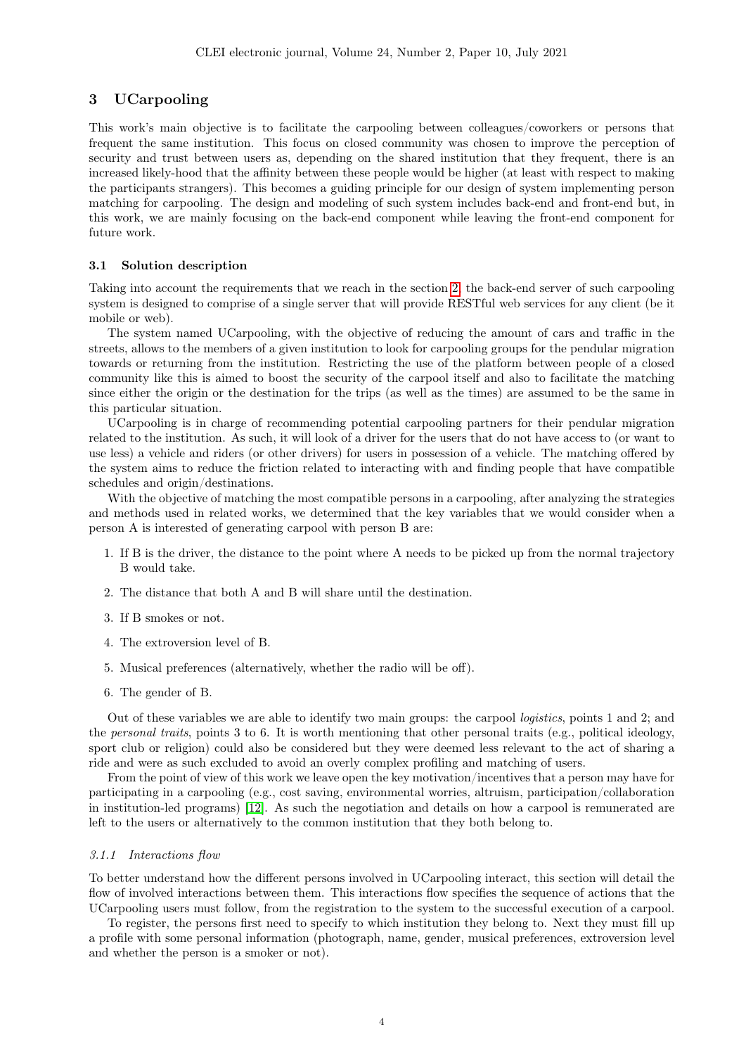## 3 UCarpooling

This work's main objective is to facilitate the carpooling between colleagues/coworkers or persons that frequent the same institution. This focus on closed community was chosen to improve the perception of security and trust between users as, depending on the shared institution that they frequent, there is an increased likely-hood that the affinity between these people would be higher (at least with respect to making the participants strangers). This becomes a guiding principle for our design of system implementing person matching for carpooling. The design and modeling of such system includes back-end and front-end but, in this work, we are mainly focusing on the back-end component while leaving the front-end component for future work.

### 3.1 Solution description

Taking into account the requirements that we reach in the section 2, the back-end server of such carpooling system is designed to comprise of a single server that will provide RESTful web services for any client (be it mobile or web).

The system named UCarpooling, with the objective of reducing the amount of cars and traffic in the streets, allows to the members of a given institution to look for carpooling groups for the pendular migration towards or returning from the institution. Restricting the use of the platform between people of a closed community like this is aimed to boost the security of the carpool itself and also to facilitate the matching since either the origin or the destination for the trips (as well as the times) are assumed to be the same in this particular situation.

UCarpooling is in charge of recommending potential carpooling partners for their pendular migration related to the institution. As such, it will look of a driver for the users that do not have access to (or want to use less) a vehicle and riders (or other drivers) for users in possession of a vehicle. The matching offered by the system aims to reduce the friction related to interacting with and finding people that have compatible schedules and origin/destinations.

With the objective of matching the most compatible persons in a carpooling, after analyzing the strategies and methods used in related works, we determined that the key variables that we would consider when a person A is interested of generating carpool with person B are:

1. If B is the driver, the distance to the point where A needs to be picked up from the normal trajectory B would take.
2. The distance that both A and B will share until the destination.
3. If B smokes or not.
4. The extroversion level of B.
5. Musical preferences (alternatively, whether the radio will be off).
6. The gender of B.

Out of these variables we are able to identify two main groups: the carpool *logistics*, points 1 and 2; and the *personal traits*, points 3 to 6. It is worth mentioning that other personal traits (e.g., political ideology, sport club or religion) could also be considered but they were deemed less relevant to the act of sharing a ride and were as such excluded to avoid an overly complex profiling and matching of users.

From the point of view of this work we leave open the key motivation/incentives that a person may have for participating in a carpooling (e.g., cost saving, environmental worries, altruism, participation/collaboration in institution-led programs) [12]. As such the negotiation and details on how a carpool is remunerated are left to the users or alternatively to the common institution that they both belong to.

#### *3.1.1 Interactions flow*

To better understand how the different persons involved in UCarpooling interact, this section will detail the flow of involved interactions between them. This interactions flow specifies the sequence of actions that the UCarpooling users must follow, from the registration to the system to the successful execution of a carpool.

To register, the persons first need to specify to which institution they belong to. Next they must fill up a profile with some personal information (photograph, name, gender, musical preferences, extroversion level and whether the person is a smoker or not).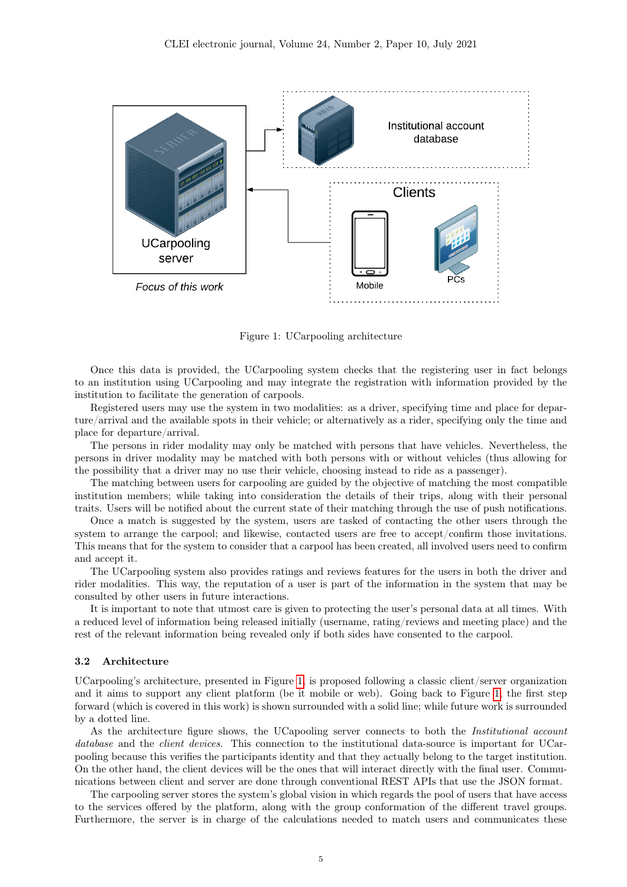Figure 1: UCarpooling architecture

Once this data is provided, the UCarpooling system checks that the registering user in fact belongs to an institution using UCarpooling and may integrate the registration with information provided by the institution to facilitate the generation of carpools.

Registered users may use the system in two modalities: as a driver, specifying time and place for departure/arrival and the available spots in their vehicle; or alternatively as a rider, specifying only the time and place for departure/arrival.

The persons in rider modality may only be matched with persons that have vehicles. Nevertheless, the persons in driver modality may be matched with both persons with or without vehicles (thus allowing for the possibility that a driver may no use their vehicle, choosing instead to ride as a passenger).

The matching between users for carpooling are guided by the objective of matching the most compatible institution members; while taking into consideration the details of their trips, along with their personal traits. Users will be notified about the current state of their matching through the use of push notifications.

Once a match is suggested by the system, users are tasked of contacting the other users through the system to arrange the carpool; and likewise, contacted users are free to accept/confirm those invitations. This means that for the system to consider that a carpool has been created, all involved users need to confirm and accept it.

The UCarpooling system also provides ratings and reviews features for the users in both the driver and rider modalities. This way, the reputation of a user is part of the information in the system that may be consulted by other users in future interactions.

It is important to note that utmost care is given to protecting the user's personal data at all times. With a reduced level of information being released initially (username, rating/reviews and meeting place) and the rest of the relevant information being revealed only if both sides have consented to the carpool.

### 3.2 Architecture

UCarpooling's architecture, presented in Figure 1, is proposed following a classic client/server organization and it aims to support any client platform (be it mobile or web). Going back to Figure 1, the first step forward (which is covered in this work) is shown surrounded with a solid line; while future work is surrounded by a dotted line.

As the architecture figure shows, the UCapooling server connects to both the *Institutional account database* and the *client devices*. This connection to the institutional data-source is important for UCarpooling because this verifies the participants identity and that they actually belong to the target institution. On the other hand, the client devices will be the ones that will interact directly with the final user. Communications between client and server are done through conventional REST APIs that use the JSON format.

The carpooling server stores the system's global vision in which regards the pool of users that have access to the services offered by the platform, along with the group conformation of the different travel groups. Furthermore, the server is in charge of the calculations needed to match users and communicates these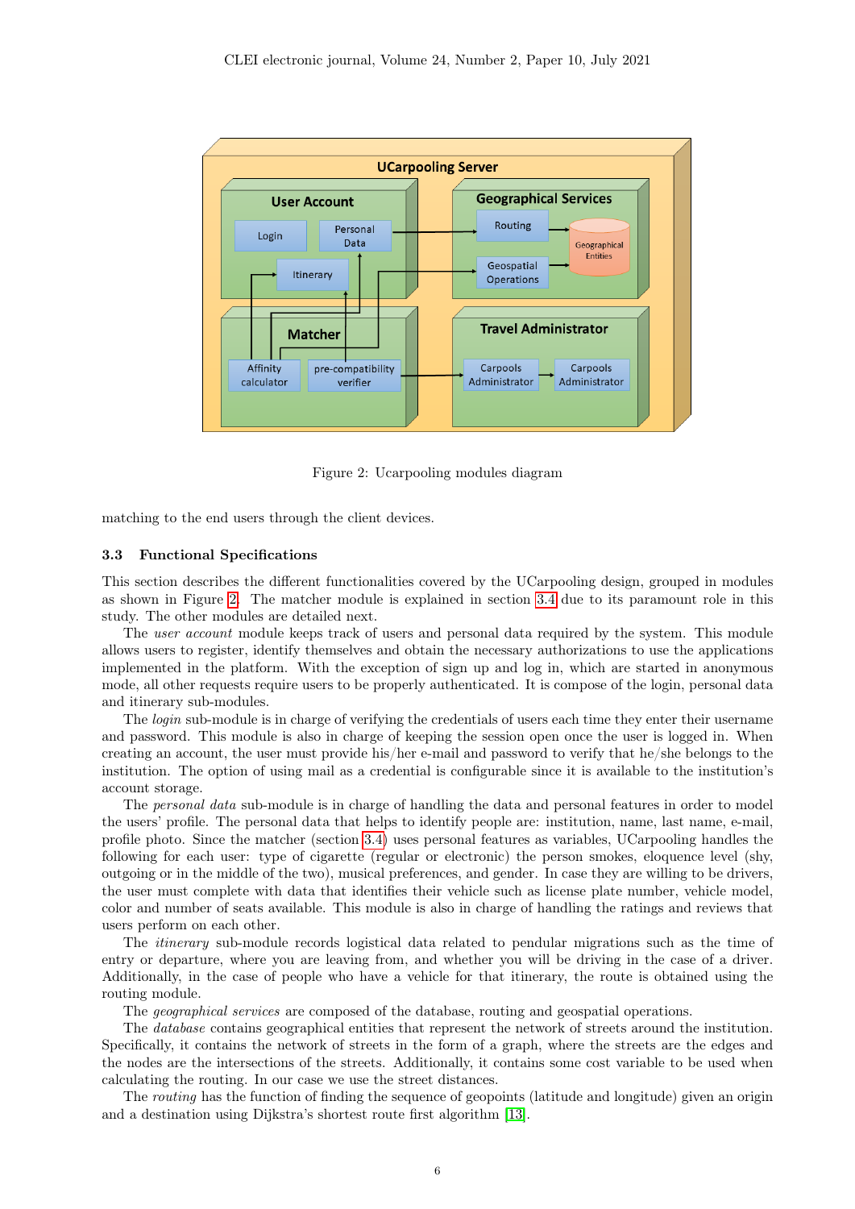Figure 2: Ucarpooling modules diagram

matching to the end users through the client devices.

### 3.3 Functional Specifications

This section describes the different functionalities covered by the UCarpooling design, grouped in modules as shown in Figure 2. The matcher module is explained in section 3.4 due to its paramount role in this study. The other modules are detailed next.

The *user account* module keeps track of users and personal data required by the system. This module allows users to register, identify themselves and obtain the necessary authorizations to use the applications implemented in the platform. With the exception of sign up and log in, which are started in anonymous mode, all other requests require users to be properly authenticated. It is compose of the login, personal data and itinerary sub-modules.

The *login* sub-module is in charge of verifying the credentials of users each time they enter their username and password. This module is also in charge of keeping the session open once the user is logged in. When creating an account, the user must provide his/her e-mail and password to verify that he/she belongs to the institution. The option of using mail as a credential is configurable since it is available to the institution's account storage.

The *personal data* sub-module is in charge of handling the data and personal features in order to model the users' profile. The personal data that helps to identify people are: institution, name, last name, e-mail, profile photo. Since the matcher (section 3.4) uses personal features as variables, UCarpooling handles the following for each user: type of cigarette (regular or electronic) the person smokes, eloquence level (shy, outgoing or in the middle of the two), musical preferences, and gender. In case they are willing to be drivers, the user must complete with data that identifies their vehicle such as license plate number, vehicle model, color and number of seats available. This module is also in charge of handling the ratings and reviews that users perform on each other.

The *itinerary* sub-module records logistical data related to pendular migrations such as the time of entry or departure, where you are leaving from, and whether you will be driving in the case of a driver. Additionally, in the case of people who have a vehicle for that itinerary, the route is obtained using the routing module.

The *geographical services* are composed of the database, routing and geospatial operations.

The *database* contains geographical entities that represent the network of streets around the institution. Specifically, it contains the network of streets in the form of a graph, where the streets are the edges and the nodes are the intersections of the streets. Additionally, it contains some cost variable to be used when calculating the routing. In our case we use the street distances.

The *routing* has the function of finding the sequence of geopoints (latitude and longitude) given an origin and a destination using Dijkstra's shortest route first algorithm [13].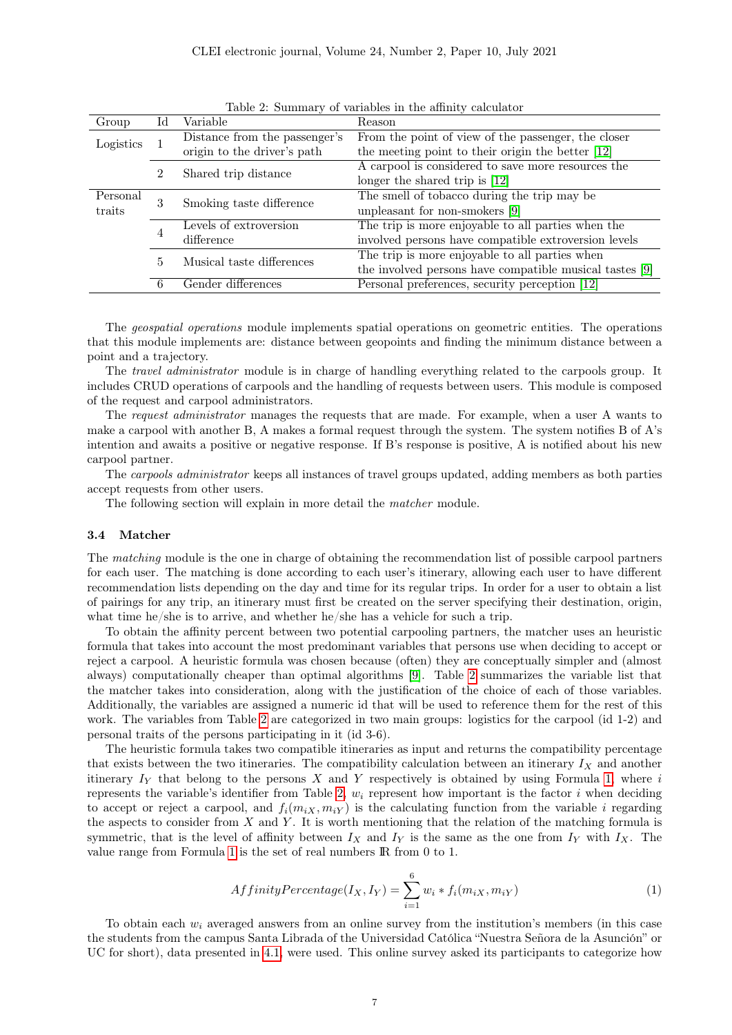Table 2: Summary of variables in the affinity calculator

| Group | Id | Variable | Reason |
|---|---|---|---|
| Logistics | 1 | Distance from the passenger's origin to the driver's path | From the point of view of the passenger, the closer the meeting point to their origin the better [12] |
| | 2 | Shared trip distance | A carpool is considered to save more resources the longer the shared trip is [12] |
| Personal traits | 3 | Smoking taste difference | The smell of tobacco during the trip may be unpleasant for non-smokers [9] |
| | 4 | Levels of extroversion difference | The trip is more enjoyable to all parties when the involved persons have compatible extroversion levels |
| | 5 | Musical taste differences | The trip is more enjoyable to all parties when the involved persons have compatible musical tastes [9] |
| | 6 | Gender differences | Personal preferences, security perception [12] |

The *geospatial operations* module implements spatial operations on geometric entities. The operations that this module implements are: distance between geopoints and finding the minimum distance between a point and a trajectory.

The *travel administrator* module is in charge of handling everything related to the carpools group. It includes CRUD operations of carpools and the handling of requests between users. This module is composed of the request and carpool administrators.

The *request administrator* manages the requests that are made. For example, when a user A wants to make a carpool with another B, A makes a formal request through the system. The system notifies B of A's intention and awaits a positive or negative response. If B's response is positive, A is notified about his new carpool partner.

The *carpools administrator* keeps all instances of travel groups updated, adding members as both parties accept requests from other users.

The following section will explain in more detail the *matcher* module.

### 3.4 Matcher

The *matching* module is the one in charge of obtaining the recommendation list of possible carpool partners for each user. The matching is done according to each user's itinerary, allowing each user to have different recommendation lists depending on the day and time for its regular trips. In order for a user to obtain a list of pairings for any trip, an itinerary must first be created on the server specifying their destination, origin, what time he/she is to arrive, and whether he/she has a vehicle for such a trip.

To obtain the affinity percent between two potential carpooling partners, the matcher uses an heuristic formula that takes into account the most predominant variables that persons use when deciding to accept or reject a carpool. A heuristic formula was chosen because (often) they are conceptually simpler and (almost always) computationally cheaper than optimal algorithms [9]. Table 2 summarizes the variable list that the matcher takes into consideration, along with the justification of the choice of each of those variables. Additionally, the variables are assigned a numeric id that will be used to reference them for the rest of this work. The variables from Table 2 are categorized in two main groups: logistics for the carpool (id 1-2) and personal traits of the persons participating in it (id 3-6).

The heuristic formula takes two compatible itineraries as input and returns the compatibility percentage that exists between the two itineraries. The compatibility calculation between an itinerary $I_X$ and another itinerary $I_Y$ that belong to the persons $X$ and $Y$ respectively is obtained by using Formula 1, where $i$ represents the variable's identifier from Table 2, $w_i$ represent how important is the factor $i$ when deciding to accept or reject a carpool, and $f_i(m_{iX}, m_{iY})$ is the calculating function from the variable $i$ regarding the aspects to consider from $X$ and $Y$. It is worth mentioning that the relation of the matching formula is symmetric, that is the level of affinity between $I_X$ and $I_Y$ is the same as the one from $I_Y$ with $I_X$. The value range from Formula 1 is the set of real numbers $\mathbb{R}$ from 0 to 1.

$$AffinityPercentage(I_X, I_Y) = \sum_{i=1}^{6} w_i * f_i(m_{iX}, m_{iY}) \tag{1}$$

To obtain each $w_i$ averaged answers from an online survey from the institution's members (in this case the students from the campus Santa Librada of the Universidad Católica "Nuestra Señora de la Asunción" or UC for short), data presented in 4.1, were used. This online survey asked its participants to categorize how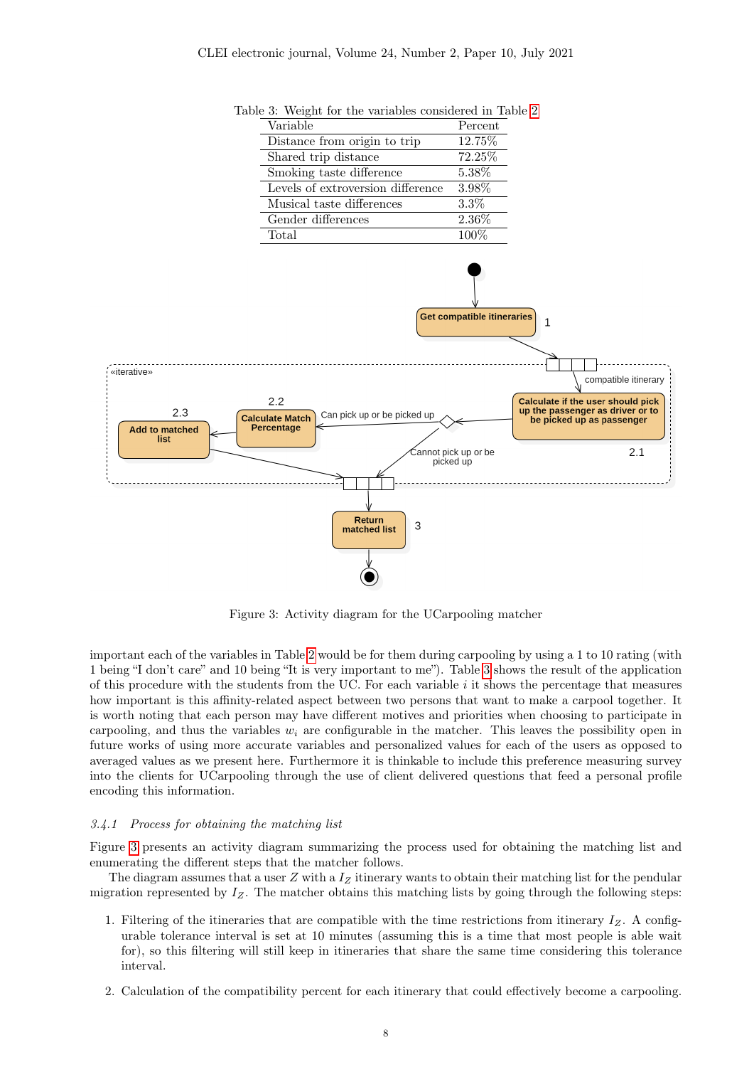Table 3: Weight for the variables considered in Table 2

| Variable | Percent |
|---|---|
| Distance from origin to trip | 12.75% |
| Shared trip distance | 72.25% |
| Smoking taste difference | 5.38% |
| Levels of extroversion difference | 3.98% |
| Musical taste differences | 3.3% |
| Gender differences | 2.36% |
| Total | 100% |

Figure 3: Activity diagram for the UCarpooling matcher

important each of the variables in Table 2 would be for them during carpooling by using a 1 to 10 rating (with 1 being "I don't care" and 10 being "It is very important to me"). Table 3 shows the result of the application of this procedure with the students from the UC. For each variable $i$ it shows the percentage that measures how important is this affinity-related aspect between two persons that want to make a carpool together. It is worth noting that each person may have different motives and priorities when choosing to participate in carpooling, and thus the variables $w_i$ are configurable in the matcher. This leaves the possibility open in future works of using more accurate variables and personalized values for each of the users as opposed to averaged values as we present here. Furthermore it is thinkable to include this preference measuring survey into the clients for UCarpooling through the use of client delivered questions that feed a personal profile encoding this information.

#### *3.4.1 Process for obtaining the matching list*

Figure 3 presents an activity diagram summarizing the process used for obtaining the matching list and enumerating the different steps that the matcher follows.

The diagram assumes that a user $Z$ with a $I_Z$ itinerary wants to obtain their matching list for the pendular migration represented by $I_Z$. The matcher obtains this matching lists by going through the following steps:

1. Filtering of the itineraries that are compatible with the time restrictions from itinerary $I_Z$. A configurable tolerance interval is set at 10 minutes (assuming this is a time that most people is able wait for), so this filtering will still keep in itineraries that share the same time considering this tolerance interval.

2. Calculation of the compatibility percent for each itinerary that could effectively become a carpooling.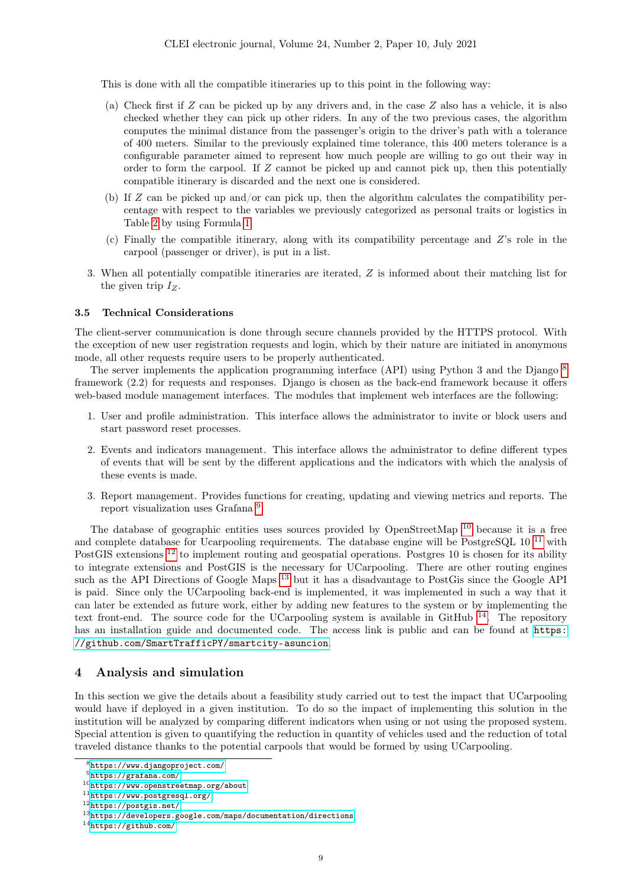This is done with all the compatible itineraries up to this point in the following way:

(a) Check first if $Z$ can be picked up by any drivers and, in the case $Z$ also has a vehicle, it is also checked whether they can pick up other riders. In any of the two previous cases, the algorithm computes the minimal distance from the passenger's origin to the driver's path with a tolerance of 400 meters. Similar to the previously explained time tolerance, this 400 meters tolerance is a configurable parameter aimed to represent how much people are willing to go out their way in order to form the carpool. If $Z$ cannot be picked up and cannot pick up, then this potentially compatible itinerary is discarded and the next one is considered.

(b) If $Z$ can be picked up and/or can pick up, then the algorithm calculates the compatibility percentage with respect to the variables we previously categorized as personal traits or logistics in Table 2 by using Formula 1.

(c) Finally the compatible itinerary, along with its compatibility percentage and $Z$'s role in the carpool (passenger or driver), is put in a list.

3. When all potentially compatible itineraries are iterated, $Z$ is informed about their matching list for the given trip $I_Z$.

### 3.5 Technical Considerations

The client-server communication is done through secure channels provided by the HTTPS protocol. With the exception of new user registration requests and login, which by their nature are initiated in anonymous mode, all other requests require users to be properly authenticated.

The server implements the application programming interface (API) using Python 3 and the Django [8] framework (2.2) for requests and responses. Django is chosen as the back-end framework because it offers web-based module management interfaces. The modules that implement web interfaces are the following:

1. User and profile administration. This interface allows the administrator to invite or block users and start password reset processes.
2. Events and indicators management. This interface allows the administrator to define different types of events that will be sent by the different applications and the indicators with which the analysis of these events is made.
3. Report management. Provides functions for creating, updating and viewing metrics and reports. The report visualization uses Grafana [9].

The database of geographic entities uses sources provided by OpenStreetMap [10] because it is a free and complete database for Ucarpooling requirements. The database engine will be PostgreSQL 10 [11] with PostGIS extensions [12] to implement routing and geospatial operations. Postgres 10 is chosen for its ability to integrate extensions and PostGIS is the necessary for UCarpooling. There are other routing engines such as the API Directions of Google Maps [13] but it has a disadvantage to PostGis since the Google API is paid. Since only the UCarpooling back-end is implemented, it was implemented in such a way that it can later be extended as future work, either by adding new features to the system or by implementing the text front-end. The source code for the UCarpooling system is available in GitHub [14]. The repository has an installation guide and documented code. The access link is public and can be found at https://github.com/SmartTrafficPY/smartcity-asuncion.

## 4 Analysis and simulation

In this section we give the details about a feasibility study carried out to test the impact that UCarpooling would have if deployed in a given institution. To do so the impact of implementing this solution in the institution will be analyzed by comparing different indicators when using or not using the proposed system. Special attention is given to quantifying the reduction in quantity of vehicles used and the reduction of total traveled distance thanks to the potential carpools that would be formed by using UCarpooling.

---

[8] https://www.djangoproject.com/
[9] https://grafana.com/
[10] https://www.openstreetmap.org/about
[11] https://www.postgresql.org/
[12] https://postgis.net/
[13] https://developers.google.com/maps/documentation/directions
[14] https://github.com/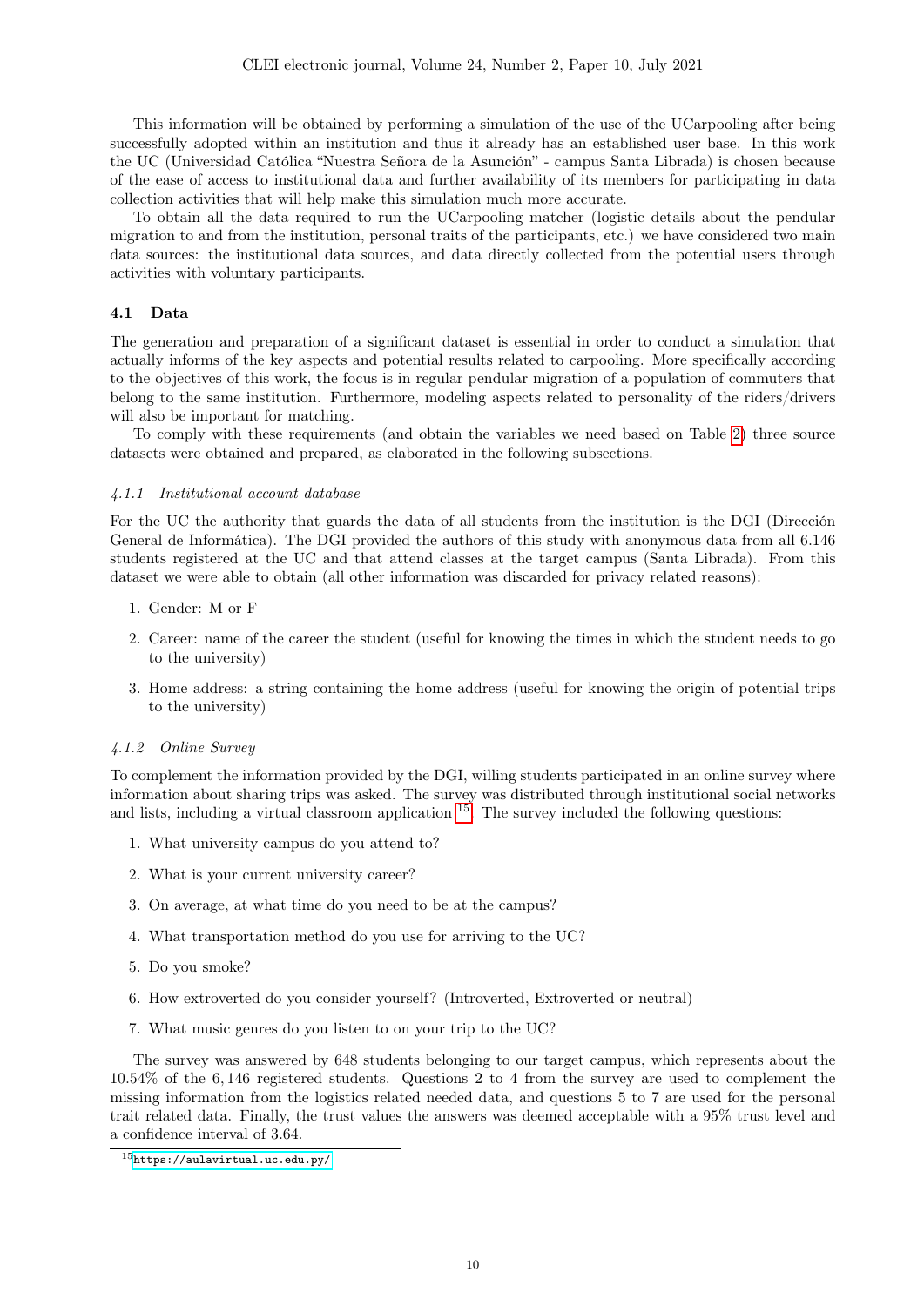This information will be obtained by performing a simulation of the use of the UCarpooling after being successfully adopted within an institution and thus it already has an established user base. In this work the UC (Universidad Católica "Nuestra Señora de la Asunción" - campus Santa Librada) is chosen because of the ease of access to institutional data and further availability of its members for participating in data collection activities that will help make this simulation much more accurate.

To obtain all the data required to run the UCarpooling matcher (logistic details about the pendular migration to and from the institution, personal traits of the participants, etc.) we have considered two main data sources: the institutional data sources, and data directly collected from the potential users through activities with voluntary participants.

### 4.1 Data

The generation and preparation of a significant dataset is essential in order to conduct a simulation that actually informs of the key aspects and potential results related to carpooling. More specifically according to the objectives of this work, the focus is in regular pendular migration of a population of commuters that belong to the same institution. Furthermore, modeling aspects related to personality of the riders/drivers will also be important for matching.

To comply with these requirements (and obtain the variables we need based on Table 2) three source datasets were obtained and prepared, as elaborated in the following subsections.

#### *4.1.1 Institutional account database*

For the UC the authority that guards the data of all students from the institution is the DGI (Dirección General de Informática). The DGI provided the authors of this study with anonymous data from all 6.146 students registered at the UC and that attend classes at the target campus (Santa Librada). From this dataset we were able to obtain (all other information was discarded for privacy related reasons):

1. Gender: M or F
2. Career: name of the career the student (useful for knowing the times in which the student needs to go to the university)
3. Home address: a string containing the home address (useful for knowing the origin of potential trips to the university)

#### *4.1.2 Online Survey*

To complement the information provided by the DGI, willing students participated in an online survey where information about sharing trips was asked. The survey was distributed through institutional social networks and lists, including a virtual classroom application [15]. The survey included the following questions:

1. What university campus do you attend to?
2. What is your current university career?
3. On average, at what time do you need to be at the campus?
4. What transportation method do you use for arriving to the UC?
5. Do you smoke?
6. How extroverted do you consider yourself? (Introverted, Extroverted or neutral)
7. What music genres do you listen to on your trip to the UC?

The survey was answered by 648 students belonging to our target campus, which represents about the 10.54% of the 6,146 registered students. Questions 2 to 4 from the survey are used to complement the missing information from the logistics related needed data, and questions 5 to 7 are used for the personal trait related data. Finally, the trust values the answers was deemed acceptable with a 95% trust level and a confidence interval of 3.64.

[15] https://aulavirtual.uc.edu.py/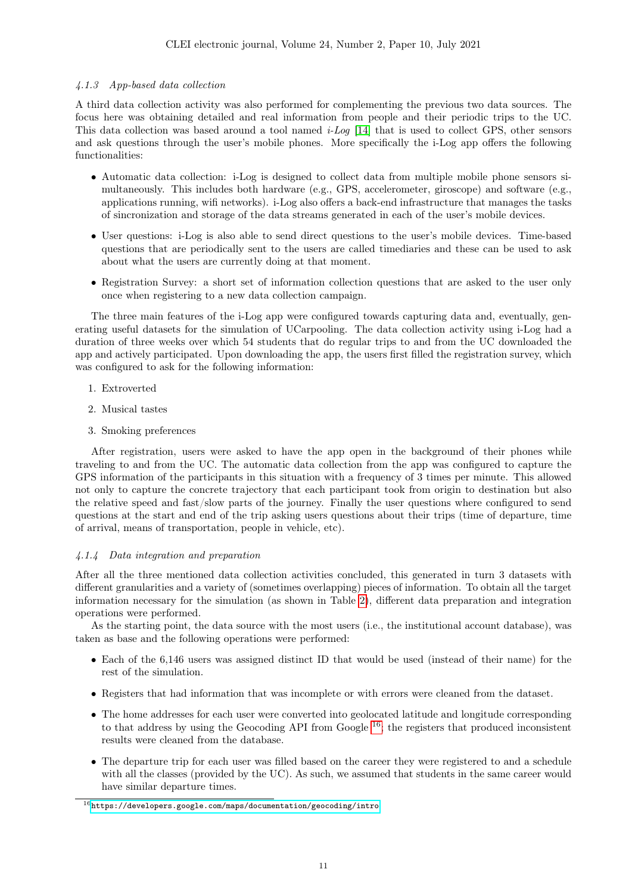#### 4.1.3 App-based data collection

A third data collection activity was also performed for complementing the previous two data sources. The focus here was obtaining detailed and real information from people and their periodic trips to the UC. This data collection was based around a tool named *i-Log* [14] that is used to collect GPS, other sensors and ask questions through the user's mobile phones. More specifically the i-Log app offers the following functionalities:

- Automatic data collection: i-Log is designed to collect data from multiple mobile phone sensors simultaneously. This includes both hardware (e.g., GPS, accelerometer, giroscope) and software (e.g., applications running, wifi networks). i-Log also offers a back-end infrastructure that manages the tasks of sincronization and storage of the data streams generated in each of the user's mobile devices.
- User questions: i-Log is also able to send direct questions to the user's mobile devices. Time-based questions that are periodically sent to the users are called timediaries and these can be used to ask about what the users are currently doing at that moment.
- Registration Survey: a short set of information collection questions that are asked to the user only once when registering to a new data collection campaign.

The three main features of the i-Log app were configured towards capturing data and, eventually, generating useful datasets for the simulation of UCarpooling. The data collection activity using i-Log had a duration of three weeks over which 54 students that do regular trips to and from the UC downloaded the app and actively participated. Upon downloading the app, the users first filled the registration survey, which was configured to ask for the following information:

1. Extroverted
2. Musical tastes
3. Smoking preferences

After registration, users were asked to have the app open in the background of their phones while traveling to and from the UC. The automatic data collection from the app was configured to capture the GPS information of the participants in this situation with a frequency of 3 times per minute. This allowed not only to capture the concrete trajectory that each participant took from origin to destination but also the relative speed and fast/slow parts of the journey. Finally the user questions where configured to send questions at the start and end of the trip asking users questions about their trips (time of departure, time of arrival, means of transportation, people in vehicle, etc).

#### 4.1.4 Data integration and preparation

After all the three mentioned data collection activities concluded, this generated in turn 3 datasets with different granularities and a variety of (sometimes overlapping) pieces of information. To obtain all the target information necessary for the simulation (as shown in Table 2), different data preparation and integration operations were performed.

As the starting point, the data source with the most users (i.e., the institutional account database), was taken as base and the following operations were performed:

- Each of the 6,146 users was assigned distinct ID that would be used (instead of their name) for the rest of the simulation.
- Registers that had information that was incomplete or with errors were cleaned from the dataset.
- The home addresses for each user were converted into geolocated latitude and longitude corresponding to that address by using the Geocoding API from Google [16]; the registers that produced inconsistent results were cleaned from the database.
- The departure trip for each user was filled based on the career they were registered to and a schedule with all the classes (provided by the UC). As such, we assumed that students in the same career would have similar departure times.

[16] https://developers.google.com/maps/documentation/geocoding/intro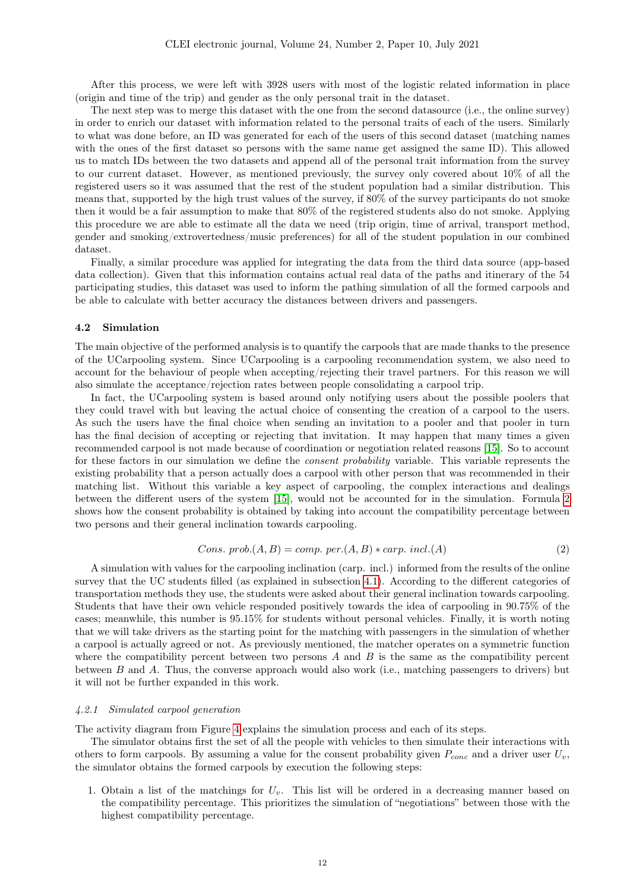After this process, we were left with 3928 users with most of the logistic related information in place (origin and time of the trip) and gender as the only personal trait in the dataset.

The next step was to merge this dataset with the one from the second datasource (i.e., the online survey) in order to enrich our dataset with information related to the personal traits of each of the users. Similarly to what was done before, an ID was generated for each of the users of this second dataset (matching names with the ones of the first dataset so persons with the same name get assigned the same ID). This allowed us to match IDs between the two datasets and append all of the personal trait information from the survey to our current dataset. However, as mentioned previously, the survey only covered about 10% of all the registered users so it was assumed that the rest of the student population had a similar distribution. This means that, supported by the high trust values of the survey, if 80% of the survey participants do not smoke then it would be a fair assumption to make that 80% of the registered students also do not smoke. Applying this procedure we are able to estimate all the data we need (trip origin, time of arrival, transport method, gender and smoking/extrovertedness/music preferences) for all of the student population in our combined dataset.

Finally, a similar procedure was applied for integrating the data from the third data source (app-based data collection). Given that this information contains actual real data of the paths and itinerary of the 54 participating studies, this dataset was used to inform the pathing simulation of all the formed carpools and be able to calculate with better accuracy the distances between drivers and passengers.

### 4.2 Simulation

The main objective of the performed analysis is to quantify the carpools that are made thanks to the presence of the UCarpooling system. Since UCarpooling is a carpooling recommendation system, we also need to account for the behaviour of people when accepting/rejecting their travel partners. For this reason we will also simulate the acceptance/rejection rates between people consolidating a carpool trip.

In fact, the UCarpooling system is based around only notifying users about the possible poolers that they could travel with but leaving the actual choice of consenting the creation of a carpool to the users. As such the users have the final choice when sending an invitation to a pooler and that pooler in turn has the final decision of accepting or rejecting that invitation. It may happen that many times a given recommended carpool is not made because of coordination or negotiation related reasons [15]. So to account for these factors in our simulation we define the *consent probability* variable. This variable represents the existing probability that a person actually does a carpool with other person that was recommended in their matching list. Without this variable a key aspect of carpooling, the complex interactions and dealings between the different users of the system [15], would not be accounted for in the simulation. Formula 2 shows how the consent probability is obtained by taking into account the compatibility percentage between two persons and their general inclination towards carpooling.

$$Cons.\ prob.(A, B) = comp.\ per.(A, B) * carp.\ incl.(A) \tag{2}$$

A simulation with values for the carpooling inclination (carp. incl.) informed from the results of the online survey that the UC students filled (as explained in subsection 4.1). According to the different categories of transportation methods they use, the students were asked about their general inclination towards carpooling. Students that have their own vehicle responded positively towards the idea of carpooling in 90.75% of the cases; meanwhile, this number is 95.15% for students without personal vehicles. Finally, it is worth noting that we will take drivers as the starting point for the matching with passengers in the simulation of whether a carpool is actually agreed or not. As previously mentioned, the matcher operates on a symmetric function where the compatibility percent between two persons $A$ and $B$ is the same as the compatibility percent between $B$ and $A$. Thus, the converse approach would also work (i.e., matching passengers to drivers) but it will not be further expanded in this work.

#### 4.2.1 Simulated carpool generation

The activity diagram from Figure 4 explains the simulation process and each of its steps.

The simulator obtains first the set of all the people with vehicles to then simulate their interactions with others to form carpools. By assuming a value for the consent probability given $P_{conc}$ and a driver user $U_v$, the simulator obtains the formed carpools by execution the following steps:

1. Obtain a list of the matchings for $U_v$. This list will be ordered in a decreasing manner based on the compatibility percentage. This prioritizes the simulation of "negotiations" between those with the highest compatibility percentage.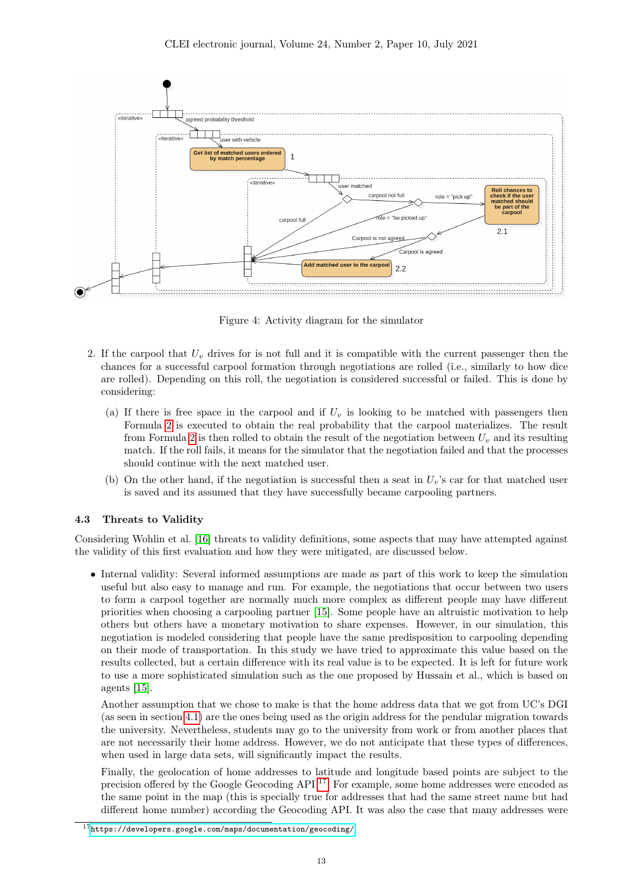Figure 4: Activity diagram for the simulator

2. If the carpool that $U_v$ drives for is not full and it is compatible with the current passenger then the chances for a successful carpool formation through negotiations are rolled (i.e., similarly to how dice are rolled). Depending on this roll, the negotiation is considered successful or failed. This is done by considering:

   (a) If there is free space in the carpool and if $U_v$ is looking to be matched with passengers then Formula 2 is executed to obtain the real probability that the carpool materializes. The result from Formula 2 is then rolled to obtain the result of the negotiation between $U_v$ and its resulting match. If the roll fails, it means for the simulator that the negotiation failed and that the processes should continue with the next matched user.

   (b) On the other hand, if the negotiation is successful then a seat in $U_v$'s car for that matched user is saved and its assumed that they have successfully became carpooling partners.

### 4.3 Threats to Validity

Considering Wohlin et al. [16] threats to validity definitions, some aspects that may have attempted against the validity of this first evaluation and how they were mitigated, are discussed below.

- Internal validity: Several informed assumptions are made as part of this work to keep the simulation useful but also easy to manage and run. For example, the negotiations that occur between two users to form a carpool together are normally much more complex as different people may have different priorities when choosing a carpooling partner [15]. Some people have an altruistic motivation to help others but others have a monetary motivation to share expenses. However, in our simulation, this negotiation is modeled considering that people have the same predisposition to carpooling depending on their mode of transportation. In this study we have tried to approximate this value based on the results collected, but a certain difference with its real value is to be expected. It is left for future work to use a more sophisticated simulation such as the one proposed by Hussain et al., which is based on agents [15].

  Another assumption that we chose to make is that the home address data that we got from UC's DGI (as seen in section 4.1) are the ones being used as the origin address for the pendular migration towards the university. Nevertheless, students may go to the university from work or from another places that are not necessarily their home address. However, we do not anticipate that these types of differences, when used in large data sets, will significantly impact the results.

  Finally, the geolocation of home addresses to latitude and longitude based points are subject to the precision offered by the Google Geocoding API [17]. For example, some home addresses were encoded as the same point in the map (this is specially true for addresses that had the same street name but had different home number) according the Geocoding API. It was also the case that many addresses were

[17] https://developers.google.com/maps/documentation/geocoding/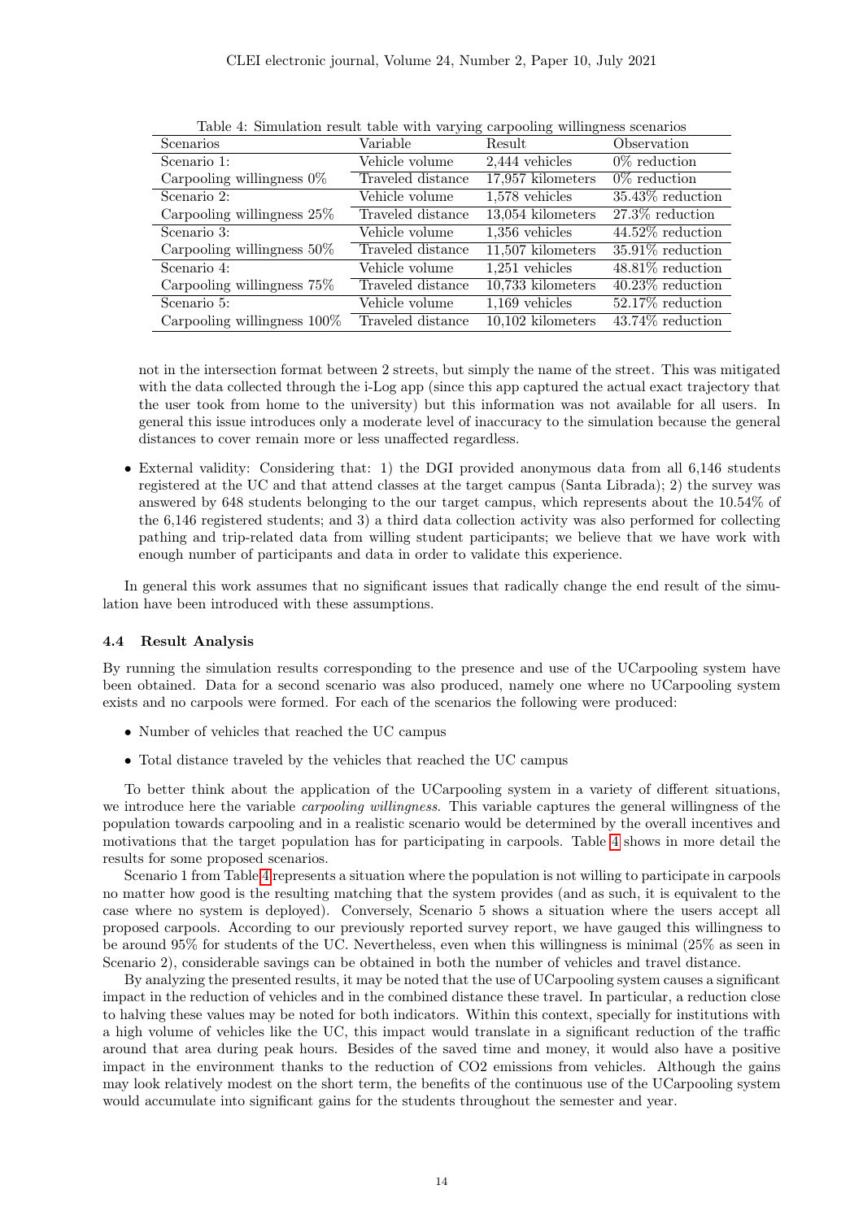Table 4: Simulation result table with varying carpooling willingness scenarios

| Scenarios | Variable | Result | Observation |
|---|---|---|---|
| Scenario 1: | Vehicle volume | 2,444 vehicles | 0% reduction |
| Carpooling willingness 0% | Traveled distance | 17,957 kilometers | 0% reduction |
| Scenario 2: | Vehicle volume | 1,578 vehicles | 35.43% reduction |
| Carpooling willingness 25% | Traveled distance | 13,054 kilometers | 27.3% reduction |
| Scenario 3: | Vehicle volume | 1,356 vehicles | 44.52% reduction |
| Carpooling willingness 50% | Traveled distance | 11,507 kilometers | 35.91% reduction |
| Scenario 4: | Vehicle volume | 1,251 vehicles | 48.81% reduction |
| Carpooling willingness 75% | Traveled distance | 10,733 kilometers | 40.23% reduction |
| Scenario 5: | Vehicle volume | 1,169 vehicles | 52.17% reduction |
| Carpooling willingness 100% | Traveled distance | 10,102 kilometers | 43.74% reduction |

not in the intersection format between 2 streets, but simply the name of the street. This was mitigated with the data collected through the i-Log app (since this app captured the actual exact trajectory that the user took from home to the university) but this information was not available for all users. In general this issue introduces only a moderate level of inaccuracy to the simulation because the general distances to cover remain more or less unaffected regardless.

- External validity: Considering that: 1) the DGI provided anonymous data from all 6,146 students registered at the UC and that attend classes at the target campus (Santa Librada); 2) the survey was answered by 648 students belonging to the our target campus, which represents about the 10.54% of the 6,146 registered students; and 3) a third data collection activity was also performed for collecting pathing and trip-related data from willing student participants; we believe that we have work with enough number of participants and data in order to validate this experience.

In general this work assumes that no significant issues that radically change the end result of the simulation have been introduced with these assumptions.

### 4.4 Result Analysis

By running the simulation results corresponding to the presence and use of the UCarpooling system have been obtained. Data for a second scenario was also produced, namely one where no UCarpooling system exists and no carpools were formed. For each of the scenarios the following were produced:

- Number of vehicles that reached the UC campus
- Total distance traveled by the vehicles that reached the UC campus

To better think about the application of the UCarpooling system in a variety of different situations, we introduce here the variable *carpooling willingness*. This variable captures the general willingness of the population towards carpooling and in a realistic scenario would be determined by the overall incentives and motivations that the target population has for participating in carpools. Table 4 shows in more detail the results for some proposed scenarios.

Scenario 1 from Table 4 represents a situation where the population is not willing to participate in carpools no matter how good is the resulting matching that the system provides (and as such, it is equivalent to the case where no system is deployed). Conversely, Scenario 5 shows a situation where the users accept all proposed carpools. According to our previously reported survey report, we have gauged this willingness to be around 95% for students of the UC. Nevertheless, even when this willingness is minimal (25% as seen in Scenario 2), considerable savings can be obtained in both the number of vehicles and travel distance.

By analyzing the presented results, it may be noted that the use of UCarpooling system causes a significant impact in the reduction of vehicles and in the combined distance these travel. In particular, a reduction close to halving these values may be noted for both indicators. Within this context, specially for institutions with a high volume of vehicles like the UC, this impact would translate in a significant reduction of the traffic around that area during peak hours. Besides of the saved time and money, it would also have a positive impact in the environment thanks to the reduction of $CO_2$ emissions from vehicles. Although the gains may look relatively modest on the short term, the benefits of the continuous use of the UCarpooling system would accumulate into significant gains for the students throughout the semester and year.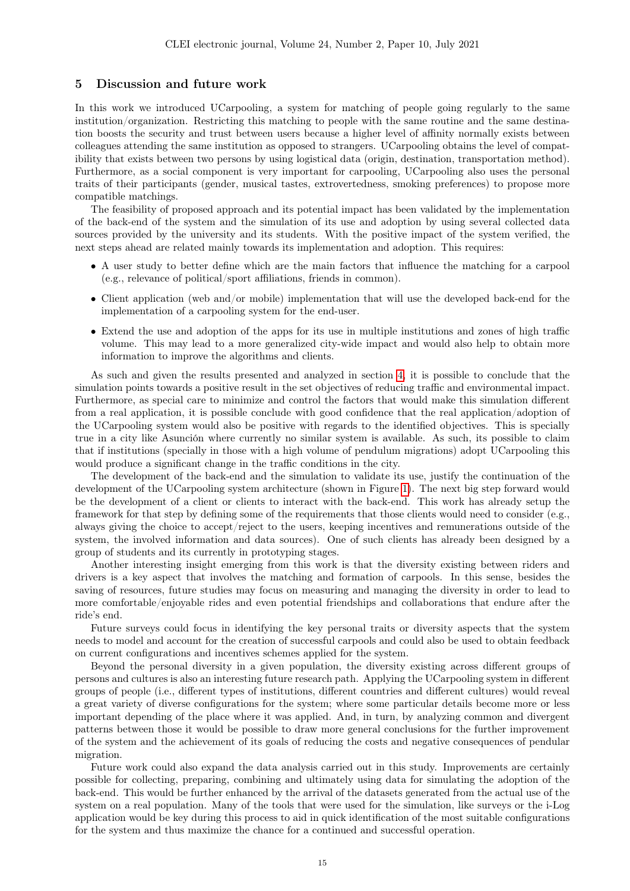## 5 Discussion and future work

In this work we introduced UCarpooling, a system for matching of people going regularly to the same institution/organization. Restricting this matching to people with the same routine and the same destination boosts the security and trust between users because a higher level of affinity normally exists between colleagues attending the same institution as opposed to strangers. UCarpooling obtains the level of compatibility that exists between two persons by using logistical data (origin, destination, transportation method). Furthermore, as a social component is very important for carpooling, UCarpooling also uses the personal traits of their participants (gender, musical tastes, extrovertedness, smoking preferences) to propose more compatible matchings.

The feasibility of proposed approach and its potential impact has been validated by the implementation of the back-end of the system and the simulation of its use and adoption by using several collected data sources provided by the university and its students. With the positive impact of the system verified, the next steps ahead are related mainly towards its implementation and adoption. This requires:

- A user study to better define which are the main factors that influence the matching for a carpool (e.g., relevance of political/sport affiliations, friends in common).
- Client application (web and/or mobile) implementation that will use the developed back-end for the implementation of a carpooling system for the end-user.
- Extend the use and adoption of the apps for its use in multiple institutions and zones of high traffic volume. This may lead to a more generalized city-wide impact and would also help to obtain more information to improve the algorithms and clients.

As such and given the results presented and analyzed in section 4, it is possible to conclude that the simulation points towards a positive result in the set objectives of reducing traffic and environmental impact. Furthermore, as special care to minimize and control the factors that would make this simulation different from a real application, it is possible conclude with good confidence that the real application/adoption of the UCarpooling system would also be positive with regards to the identified objectives. This is specially true in a city like Asunción where currently no similar system is available. As such, its possible to claim that if institutions (specially in those with a high volume of pendulum migrations) adopt UCarpooling this would produce a significant change in the traffic conditions in the city.

The development of the back-end and the simulation to validate its use, justify the continuation of the development of the UCarpooling system architecture (shown in Figure 1). The next big step forward would be the development of a client or clients to interact with the back-end. This work has already setup the framework for that step by defining some of the requirements that those clients would need to consider (e.g., always giving the choice to accept/reject to the users, keeping incentives and remunerations outside of the system, the involved information and data sources). One of such clients has already been designed by a group of students and its currently in prototyping stages.

Another interesting insight emerging from this work is that the diversity existing between riders and drivers is a key aspect that involves the matching and formation of carpools. In this sense, besides the saving of resources, future studies may focus on measuring and managing the diversity in order to lead to more comfortable/enjoyable rides and even potential friendships and collaborations that endure after the ride's end.

Future surveys could focus in identifying the key personal traits or diversity aspects that the system needs to model and account for the creation of successful carpools and could also be used to obtain feedback on current configurations and incentives schemes applied for the system.

Beyond the personal diversity in a given population, the diversity existing across different groups of persons and cultures is also an interesting future research path. Applying the UCarpooling system in different groups of people (i.e., different types of institutions, different countries and different cultures) would reveal a great variety of diverse configurations for the system; where some particular details become more or less important depending of the place where it was applied. And, in turn, by analyzing common and divergent patterns between those it would be possible to draw more general conclusions for the further improvement of the system and the achievement of its goals of reducing the costs and negative consequences of pendular migration.

Future work could also expand the data analysis carried out in this study. Improvements are certainly possible for collecting, preparing, combining and ultimately using data for simulating the adoption of the back-end. This would be further enhanced by the arrival of the datasets generated from the actual use of the system on a real population. Many of the tools that were used for the simulation, like surveys or the i-Log application would be key during this process to aid in quick identification of the most suitable configurations for the system and thus maximize the chance for a continued and successful operation.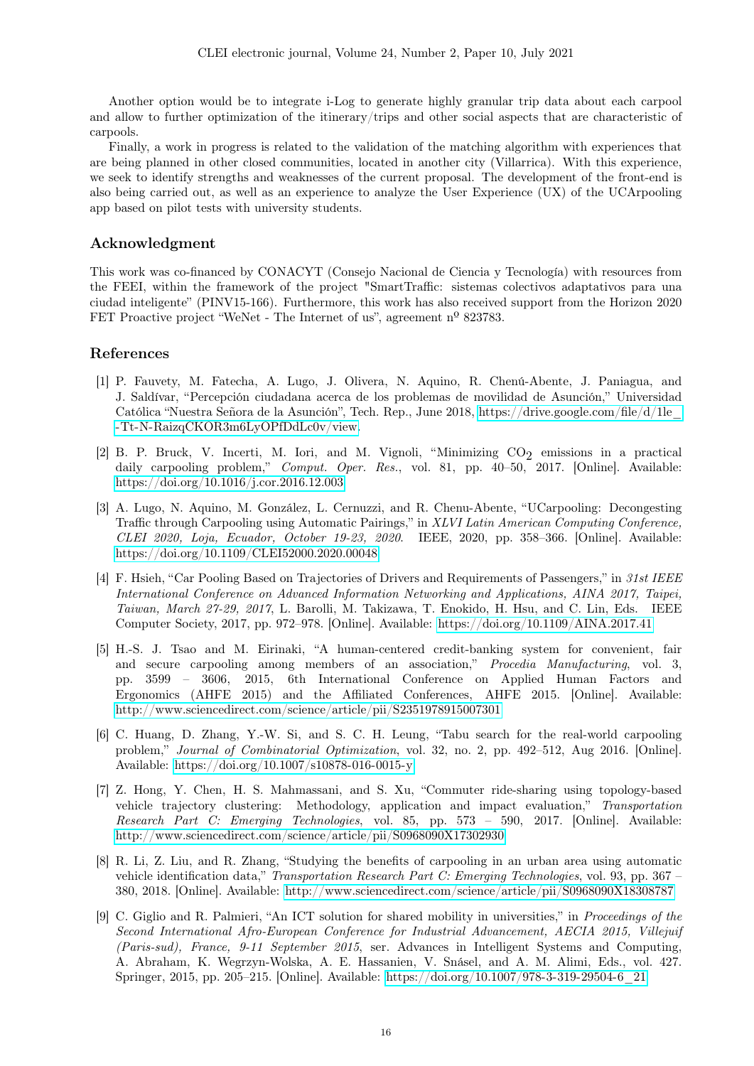Another option would be to integrate i-Log to generate highly granular trip data about each carpool and allow to further optimization of the itinerary/trips and other social aspects that are characteristic of carpools.

Finally, a work in progress is related to the validation of the matching algorithm with experiences that are being planned in other closed communities, located in another city (Villarrica). With this experience, we seek to identify strengths and weaknesses of the current proposal. The development of the front-end is also being carried out, as well as an experience to analyze the User Experience (UX) of the UCArpooling app based on pilot tests with university students.

## Acknowledgment

This work was co-financed by CONACYT (Consejo Nacional de Ciencia y Tecnología) with resources from the FEEI, within the framework of the project "SmartTraffic: sistemas colectivos adaptativos para una ciudad inteligente" (PINV15-166). Furthermore, this work has also received support from the Horizon 2020 FET Proactive project "WeNet - The Internet of us", agreement nº 823783.

## References

[1] P. Fauvety, M. Fatecha, A. Lugo, J. Olivera, N. Aquino, R. Chenú-Abente, J. Paniagua, and J. Saldívar, "Percepción ciudadana acerca de los problemas de movilidad de Asunción," Universidad Católica "Nuestra Señora de la Asunción", Tech. Rep., June 2018, https://drive.google.com/file/d/1le_-Tt-N-RaizqCKOR3m6LyOPfDdLc0v/view.

[2] B. P. Bruck, V. Incerti, M. Iori, and M. Vignoli, "Minimizing $CO_2$ emissions in a practical daily carpooling problem," *Comput. Oper. Res.*, vol. 81, pp. 40–50, 2017. [Online]. Available: https://doi.org/10.1016/j.cor.2016.12.003

[3] A. Lugo, N. Aquino, M. González, L. Cernuzzi, and R. Chenu-Abente, "UCarpooling: Decongesting Traffic through Carpooling using Automatic Pairings," in *XLVI Latin American Computing Conference, CLEI 2020, Loja, Ecuador, October 19-23, 2020*. IEEE, 2020, pp. 358–366. [Online]. Available: https://doi.org/10.1109/CLEI52000.2020.00048

[4] F. Hsieh, "Car Pooling Based on Trajectories of Drivers and Requirements of Passengers," in *31st IEEE International Conference on Advanced Information Networking and Applications, AINA 2017, Taipei, Taiwan, March 27-29, 2017*, L. Barolli, M. Takizawa, T. Enokido, H. Hsu, and C. Lin, Eds. IEEE Computer Society, 2017, pp. 972–978. [Online]. Available: https://doi.org/10.1109/AINA.2017.41

[5] H.-S. J. Tsao and M. Eirinaki, "A human-centered credit-banking system for convenient, fair and secure carpooling among members of an association," *Procedia Manufacturing*, vol. 3, pp. 3599 – 3606, 2015, 6th International Conference on Applied Human Factors and Ergonomics (AHFE 2015) and the Affiliated Conferences, AHFE 2015. [Online]. Available: http://www.sciencedirect.com/science/article/pii/S2351978915007301

[6] C. Huang, D. Zhang, Y.-W. Si, and S. C. H. Leung, "Tabu search for the real-world carpooling problem," *Journal of Combinatorial Optimization*, vol. 32, no. 2, pp. 492–512, Aug 2016. [Online]. Available: https://doi.org/10.1007/s10878-016-0015-y

[7] Z. Hong, Y. Chen, H. S. Mahmassani, and S. Xu, "Commuter ride-sharing using topology-based vehicle trajectory clustering: Methodology, application and impact evaluation," *Transportation Research Part C: Emerging Technologies*, vol. 85, pp. 573 – 590, 2017. [Online]. Available: http://www.sciencedirect.com/science/article/pii/S0968090X17302930

[8] R. Li, Z. Liu, and R. Zhang, "Studying the benefits of carpooling in an urban area using automatic vehicle identification data," *Transportation Research Part C: Emerging Technologies*, vol. 93, pp. 367 – 380, 2018. [Online]. Available: http://www.sciencedirect.com/science/article/pii/S0968090X18308787

[9] C. Giglio and R. Palmieri, "An ICT solution for shared mobility in universities," in *Proceedings of the Second International Afro-European Conference for Industrial Advancement, AECIA 2015, Villejuif (Paris-sud), France, 9-11 September 2015*, ser. Advances in Intelligent Systems and Computing, A. Abraham, K. Wegrzyn-Wolska, A. E. Hassanien, V. Snásel, and A. M. Alimi, Eds., vol. 427. Springer, 2015, pp. 205–215. [Online]. Available: https://doi.org/10.1007/978-3-319-29504-6_21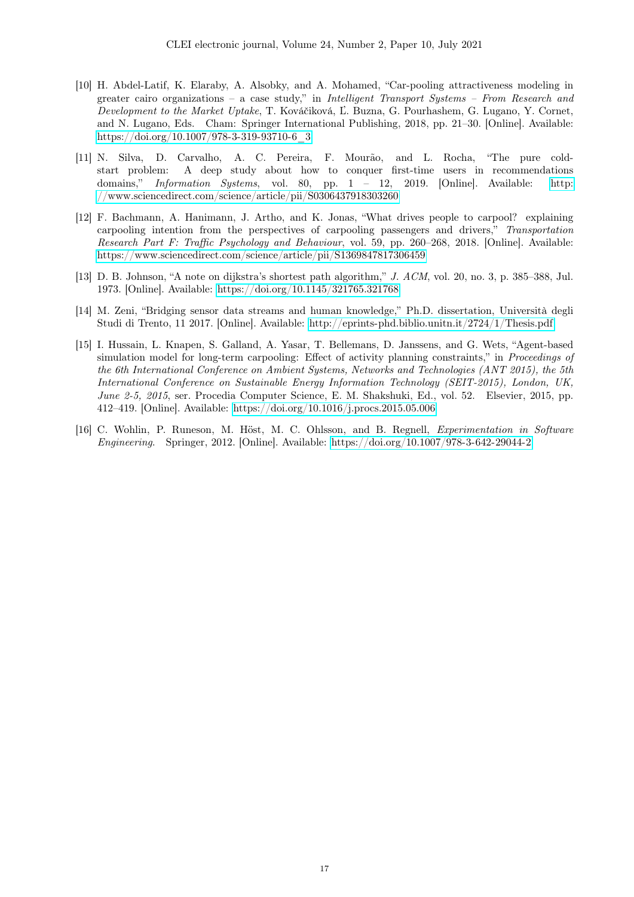[10] H. Abdel-Latif, K. Elaraby, A. Alsobky, and A. Mohamed, "Car-pooling attractiveness modeling in greater cairo organizations – a case study," in *Intelligent Transport Systems – From Research and Development to the Market Uptake*, T. Kováčiková, Ľ. Buzna, G. Pourhashem, G. Lugano, Y. Cornet, and N. Lugano, Eds. Cham: Springer International Publishing, 2018, pp. 21–30. [Online]. Available: https://doi.org/10.1007/978-3-319-93710-6_3

[11] N. Silva, D. Carvalho, A. C. Pereira, F. Mourão, and L. Rocha, "The pure cold-start problem: A deep study about how to conquer first-time users in recommendations domains," *Information Systems*, vol. 80, pp. 1 – 12, 2019. [Online]. Available: http://www.sciencedirect.com/science/article/pii/S0306437918303260

[12] F. Bachmann, A. Hanimann, J. Artho, and K. Jonas, "What drives people to carpool? explaining carpooling intention from the perspectives of carpooling passengers and drivers," *Transportation Research Part F: Traffic Psychology and Behaviour*, vol. 59, pp. 260–268, 2018. [Online]. Available: https://www.sciencedirect.com/science/article/pii/S1369847817306459

[13] D. B. Johnson, "A note on dijkstra's shortest path algorithm," *J. ACM*, vol. 20, no. 3, p. 385–388, Jul. 1973. [Online]. Available: https://doi.org/10.1145/321765.321768

[14] M. Zeni, "Bridging sensor data streams and human knowledge," Ph.D. dissertation, Università degli Studi di Trento, 11 2017. [Online]. Available: http://eprints-phd.biblio.unitn.it/2724/1/Thesis.pdf

[15] I. Hussain, L. Knapen, S. Galland, A. Yasar, T. Bellemans, D. Janssens, and G. Wets, "Agent-based simulation model for long-term carpooling: Effect of activity planning constraints," in *Proceedings of the 6th International Conference on Ambient Systems, Networks and Technologies (ANT 2015), the 5th International Conference on Sustainable Energy Information Technology (SEIT-2015), London, UK, June 2-5, 2015*, ser. Procedia Computer Science, E. M. Shakshuki, Ed., vol. 52. Elsevier, 2015, pp. 412–419. [Online]. Available: https://doi.org/10.1016/j.procs.2015.05.006

[16] C. Wohlin, P. Runeson, M. Höst, M. C. Ohlsson, and B. Regnell, *Experimentation in Software Engineering*. Springer, 2012. [Online]. Available: https://doi.org/10.1007/978-3-642-29044-2